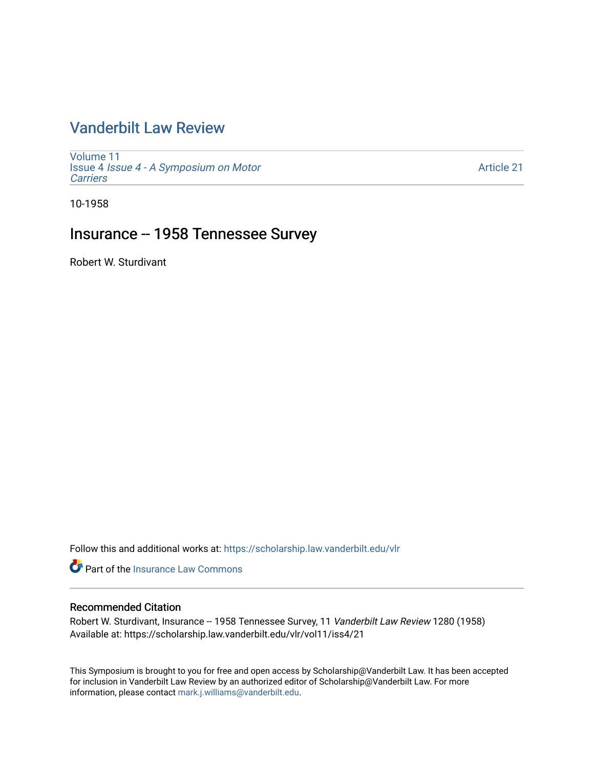# Vanderbilt Law Review

Volume 11
Issue 4 *Issue 4 - A Symposium on Motor Carriers*

Article 21

10-1958

## Insurance -- 1958 Tennessee Survey

Robert W. Sturdivant

Follow this and additional works at: https://scholarship.law.vanderbilt.edu/vlr

Part of the Insurance Law Commons

### Recommended Citation

Robert W. Sturdivant, Insurance -- 1958 Tennessee Survey, 11 *Vanderbilt Law Review* 1280 (1958)
Available at: https://scholarship.law.vanderbilt.edu/vlr/vol11/iss4/21

This Symposium is brought to you for free and open access by Scholarship@Vanderbilt Law. It has been accepted for inclusion in Vanderbilt Law Review by an authorized editor of Scholarship@Vanderbilt Law. For more information, please contact mark.j.williams@vanderbilt.edu.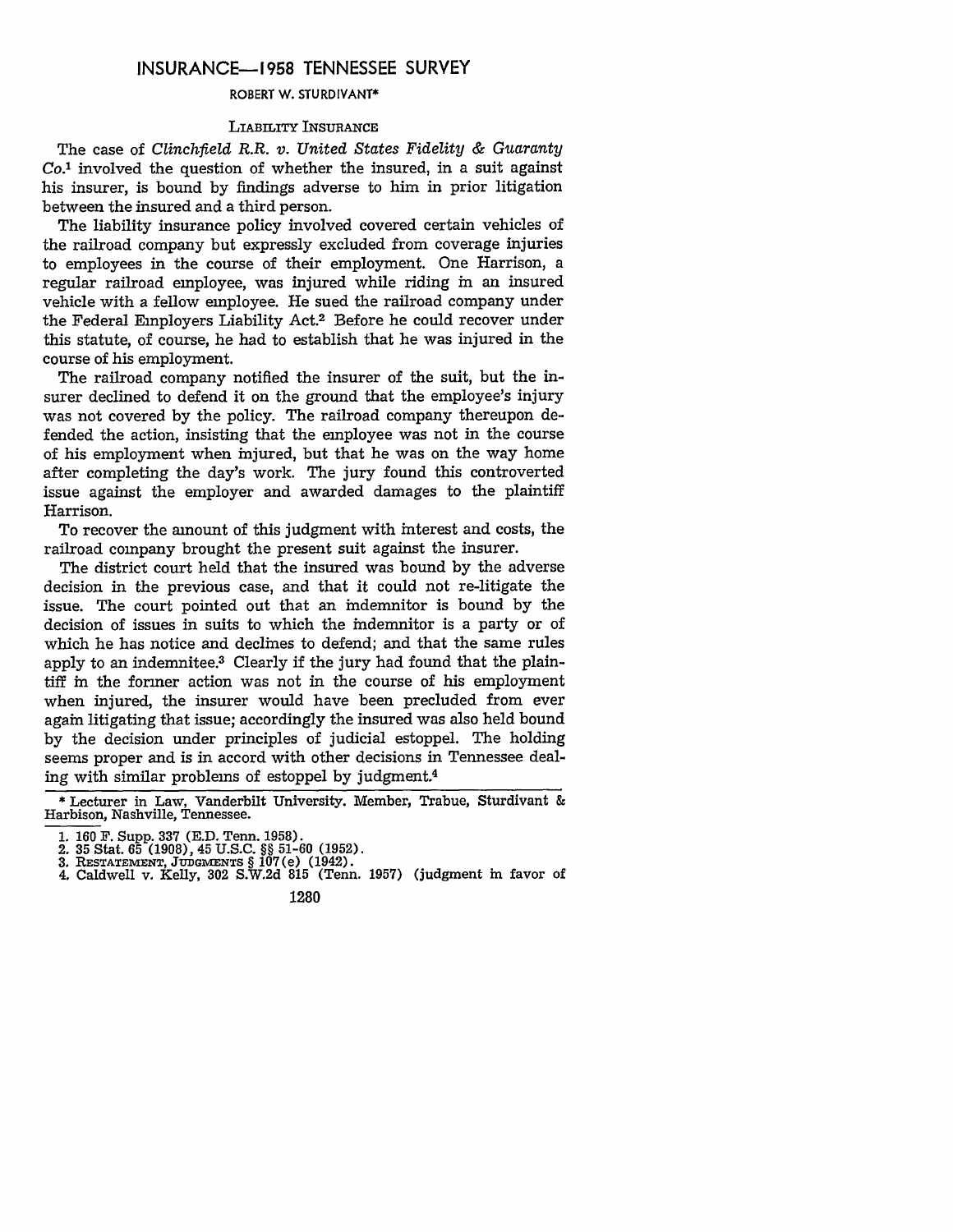# INSURANCE—1958 TENNESSEE SURVEY

ROBERT W. STURDIVANT*

## LIABILITY INSURANCE

The case of *Clinchfield R.R. v. United States Fidelity & Guaranty Co.*[1] involved the question of whether the insured, in a suit against his insurer, is bound by findings adverse to him in prior litigation between the insured and a third person.

The liability insurance policy involved covered certain vehicles of the railroad company but expressly excluded from coverage injuries to employees in the course of their employment. One Harrison, a regular railroad employee, was injured while riding in an insured vehicle with a fellow employee. He sued the railroad company under the Federal Employers Liability Act.[2] Before he could recover under this statute, of course, he had to establish that he was injured in the course of his employment.

The railroad company notified the insurer of the suit, but the insurer declined to defend it on the ground that the employee's injury was not covered by the policy. The railroad company thereupon defended the action, insisting that the employee was not in the course of his employment when injured, but that he was on the way home after completing the day's work. The jury found this controverted issue against the employer and awarded damages to the plaintiff Harrison.

To recover the amount of this judgment with interest and costs, the railroad company brought the present suit against the insurer.

The district court held that the insured was bound by the adverse decision in the previous case, and that it could not re-litigate the issue. The court pointed out that an indemnitor is bound by the decision of issues in suits to which the indemnitor is a party or of which he has notice and declines to defend; and that the same rules apply to an indemnitee.[3] Clearly if the jury had found that the plaintiff in the former action was not in the course of his employment when injured, the insurer would have been precluded from ever again litigating that issue; accordingly the insured was also held bound by the decision under principles of judicial estoppel. The holding seems proper and is in accord with other decisions in Tennessee dealing with similar problems of estoppel by judgment.[4]

---

* Lecturer in Law, Vanderbilt University. Member, Trabue, Sturdivant & Harbison, Nashville, Tennessee.

1. 160 F. Supp. 337 (E.D. Tenn. 1958).
2. 35 Stat. 65 (1908), 45 U.S.C. §§ 51-60 (1952).
3. RESTATEMENT, JUDGMENTS § 107(e) (1942).
4. Caldwell v. Kelly, 302 S.W.2d 815 (Tenn. 1957) (judgment in favor of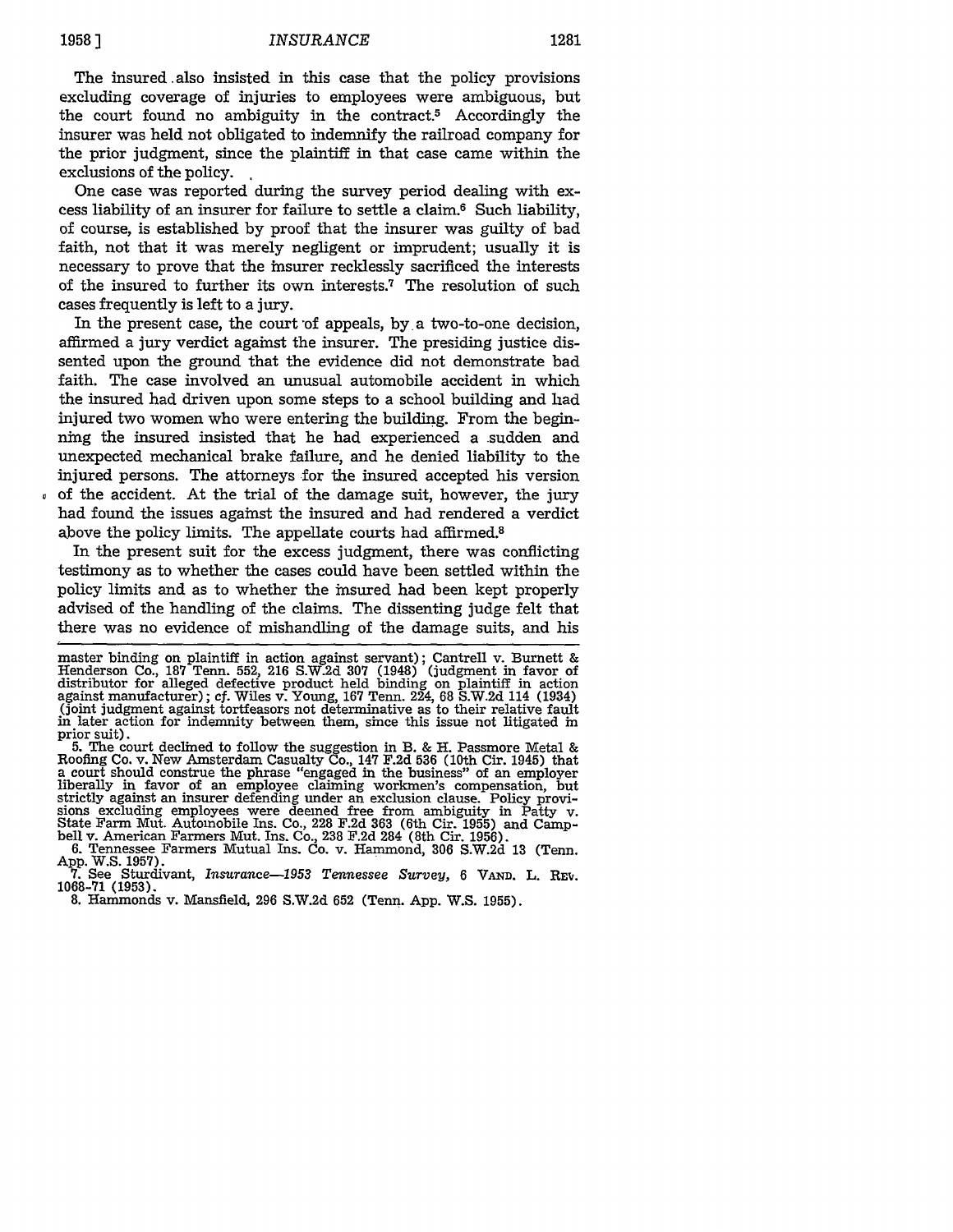The insured also insisted in this case that the policy provisions excluding coverage of injuries to employees were ambiguous, but the court found no ambiguity in the contract.[5] Accordingly the insurer was held not obligated to indemnify the railroad company for the prior judgment, since the plaintiff in that case came within the exclusions of the policy.

One case was reported during the survey period dealing with excess liability of an insurer for failure to settle a claim.[6] Such liability, of course, is established by proof that the insurer was guilty of bad faith, not that it was merely negligent or imprudent; usually it is necessary to prove that the insurer recklessly sacrificed the interests of the insured to further its own interests.[7] The resolution of such cases frequently is left to a jury.

In the present case, the court of appeals, by a two-to-one decision, affirmed a jury verdict against the insurer. The presiding justice dissented upon the ground that the evidence did not demonstrate bad faith. The case involved an unusual automobile accident in which the insured had driven upon some steps to a school building and had injured two women who were entering the building. From the beginning the insured insisted that he had experienced a sudden and unexpected mechanical brake failure, and he denied liability to the injured persons. The attorneys for the insured accepted his version of the accident. At the trial of the damage suit, however, the jury had found the issues against the insured and had rendered a verdict above the policy limits. The appellate courts had affirmed.[8]

In the present suit for the excess judgment, there was conflicting testimony as to whether the cases could have been settled within the policy limits and as to whether the insured had been kept properly advised of the handling of the claims. The dissenting judge felt that there was no evidence of mishandling of the damage suits, and his

---

master binding on plaintiff in action against servant); Cantrell v. Burnett & Henderson Co., 187 Tenn. 552, 216 S.W.2d 307 (1948) (judgment in favor of distributor for alleged defective product held binding on plaintiff in action against manufacturer); *cf.* Wiles v. Young, 167 Tenn. 224, 68 S.W.2d 114 (1934) (joint judgment against tortfeasors not determinative as to their relative fault in later action for indemnity between them, since this issue not litigated in prior suit).

5. The court declined to follow the suggestion in B. & H. Passmore Metal & Roofing Co. v. New Amsterdam Casualty Co., 147 F.2d 536 (10th Cir. 1945) that a court should construe the phrase "engaged in the business" of an employer liberally in favor of an employee claiming workmen's compensation, but strictly against an insurer defending under an exclusion clause. Policy provisions excluding employees were deemed free from ambiguity in Patty v. State Farm Mut. Automobile Ins. Co., 228 F.2d 363 (6th Cir. 1955) and Campbell v. American Farmers Mut. Ins. Co., 238 F.2d 284 (8th Cir. 1956).

6. Tennessee Farmers Mutual Ins. Co. v. Hammond, 306 S.W.2d 13 (Tenn. App. W.S. 1957).

7. See Sturdivant, *Insurance—1953 Tennessee Survey*, 6 VAND. L. REV. 1068-71 (1953).

8. Hammonds v. Mansfield, 296 S.W.2d 652 (Tenn. App. W.S. 1955).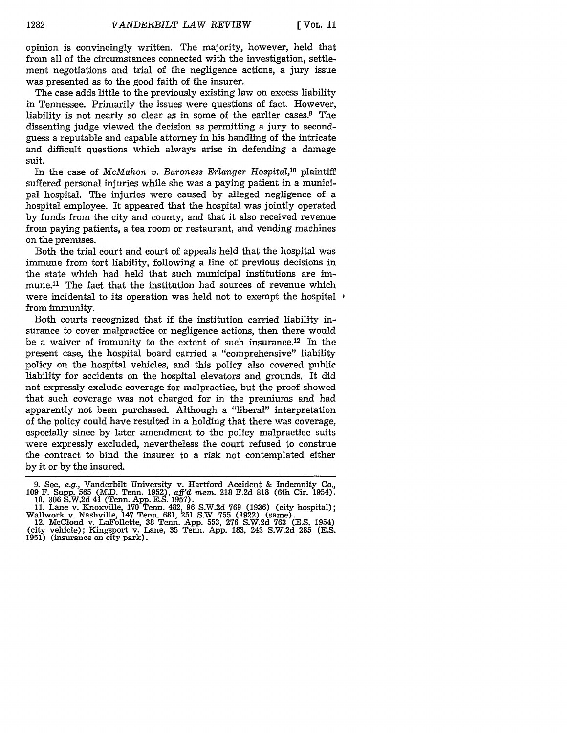opinion is convincingly written. The majority, however, held that from all of the circumstances connected with the investigation, settlement negotiations and trial of the negligence actions, a jury issue was presented as to the good faith of the insurer.

The case adds little to the previously existing law on excess liability in Tennessee. Primarily the issues were questions of fact. However, liability is not nearly so clear as in some of the earlier cases.[9] The dissenting judge viewed the decision as permitting a jury to second-guess a reputable and capable attorney in his handling of the intricate and difficult questions which always arise in defending a damage suit.

In the case of *McMahon v. Baroness Erlanger Hospital*,[10] plaintiff suffered personal injuries while she was a paying patient in a municipal hospital. The injuries were caused by alleged negligence of a hospital employee. It appeared that the hospital was jointly operated by funds from the city and county, and that it also received revenue from paying patients, a tea room or restaurant, and vending machines on the premises.

Both the trial court and court of appeals held that the hospital was immune from tort liability, following a line of previous decisions in the state which had held that such municipal institutions are immune.[11] The fact that the institution had sources of revenue which were incidental to its operation was held not to exempt the hospital from immunity.

Both courts recognized that if the institution carried liability insurance to cover malpractice or negligence actions, then there would be a waiver of immunity to the extent of such insurance.[12] In the present case, the hospital board carried a "comprehensive" liability policy on the hospital vehicles, and this policy also covered public liability for accidents on the hospital elevators and grounds. It did not expressly exclude coverage for malpractice, but the proof showed that such coverage was not charged for in the premiums and had apparently not been purchased. Although a "liberal" interpretation of the policy could have resulted in a holding that there was coverage, especially since by later amendment to the policy malpractice suits were expressly excluded, nevertheless the court refused to construe the contract to bind the insurer to a risk not contemplated either by it or by the insured.

---

9. See, *e.g.*, Vanderbilt University v. Hartford Accident & Indemnity Co., 109 F. Supp. 565 (M.D. Tenn. 1952), *aff'd mem.* 218 F.2d 818 (6th Cir. 1954).

10. 306 S.W.2d 41 (Tenn. App. E.S. 1957).

11. Lane v. Knoxville, 170 Tenn. 482, 96 S.W.2d 769 (1936) (city hospital); Wallwork v. Nashville, 147 Tenn. 681, 251 S.W. 755 (1922) (same).

12. McCloud v. LaFollette, 38 Tenn. App. 553, 276 S.W.2d 763 (E.S. 1954) (city vehicle); Kingsport v. Lane, 35 Tenn. App. 183, 243 S.W.2d 285 (E.S. 1951) (insurance on city park).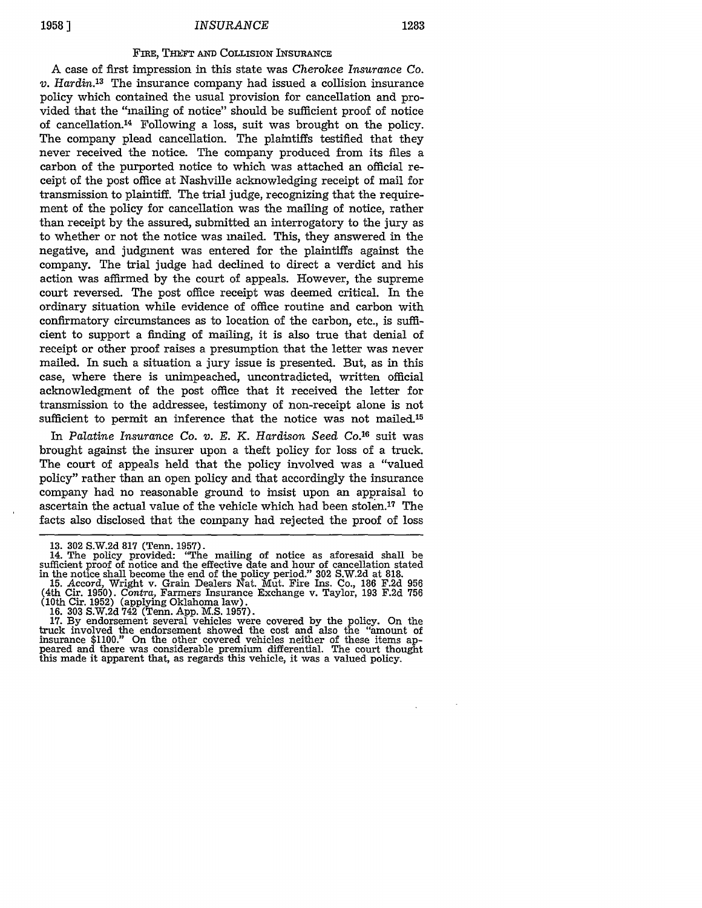### FIRE, THEFT AND COLLISION INSURANCE

A case of first impression in this state was *Cherokee Insurance Co. v. Hardin.*[13] The insurance company had issued a collision insurance policy which contained the usual provision for cancellation and provided that the "mailing of notice" should be sufficient proof of notice of cancellation.[14] Following a loss, suit was brought on the policy. The company plead cancellation. The plaintiffs testified that they never received the notice. The company produced from its files a carbon of the purported notice to which was attached an official receipt of the post office at Nashville acknowledging receipt of mail for transmission to plaintiff. The trial judge, recognizing that the requirement of the policy for cancellation was the mailing of notice, rather than receipt by the assured, submitted an interrogatory to the jury as to whether or not the notice was mailed. This, they answered in the negative, and judgment was entered for the plaintiffs against the company. The trial judge had declined to direct a verdict and his action was affirmed by the court of appeals. However, the supreme court reversed. The post office receipt was deemed critical. In the ordinary situation while evidence of office routine and carbon with confirmatory circumstances as to location of the carbon, etc., is sufficient to support a finding of mailing, it is also true that denial of receipt or other proof raises a presumption that the letter was never mailed. In such a situation a jury issue is presented. But, as in this case, where there is unimpeached, uncontradicted, written official acknowledgment of the post office that it received the letter for transmission to the addressee, testimony of non-receipt alone is not sufficient to permit an inference that the notice was not mailed.[15]

In *Palatine Insurance Co. v. E. K. Hardison Seed Co.*[16] suit was brought against the insurer upon a theft policy for loss of a truck. The court of appeals held that the policy involved was a "valued policy" rather than an open policy and that accordingly the insurance company had no reasonable ground to insist upon an appraisal to ascertain the actual value of the vehicle which had been stolen.[17] The facts also disclosed that the company had rejected the proof of loss

---

13. 302 S.W.2d 817 (Tenn. 1957).

14. The policy provided: "The mailing of notice as aforesaid shall be sufficient proof of notice and the effective date and hour of cancellation stated in the notice shall become the end of the policy period." 302 S.W.2d at 818.

15. *Accord*, Wright v. Grain Dealers Nat. Mut. Fire Ins. Co., 186 F.2d 956 (4th Cir. 1950). *Contra*, Farmers Insurance Exchange v. Taylor, 193 F.2d 756 (10th Cir. 1952) (applying Oklahoma law).

16. 303 S.W.2d 742 (Tenn. App. M.S. 1957).

17. By endorsement several vehicles were covered by the policy. On the truck involved the endorsement showed the cost and also the "amount of insurance $1100." On the other covered vehicles neither of these items appeared and there was considerable premium differential. The court thought this made it apparent that, as regards this vehicle, it was a valued policy.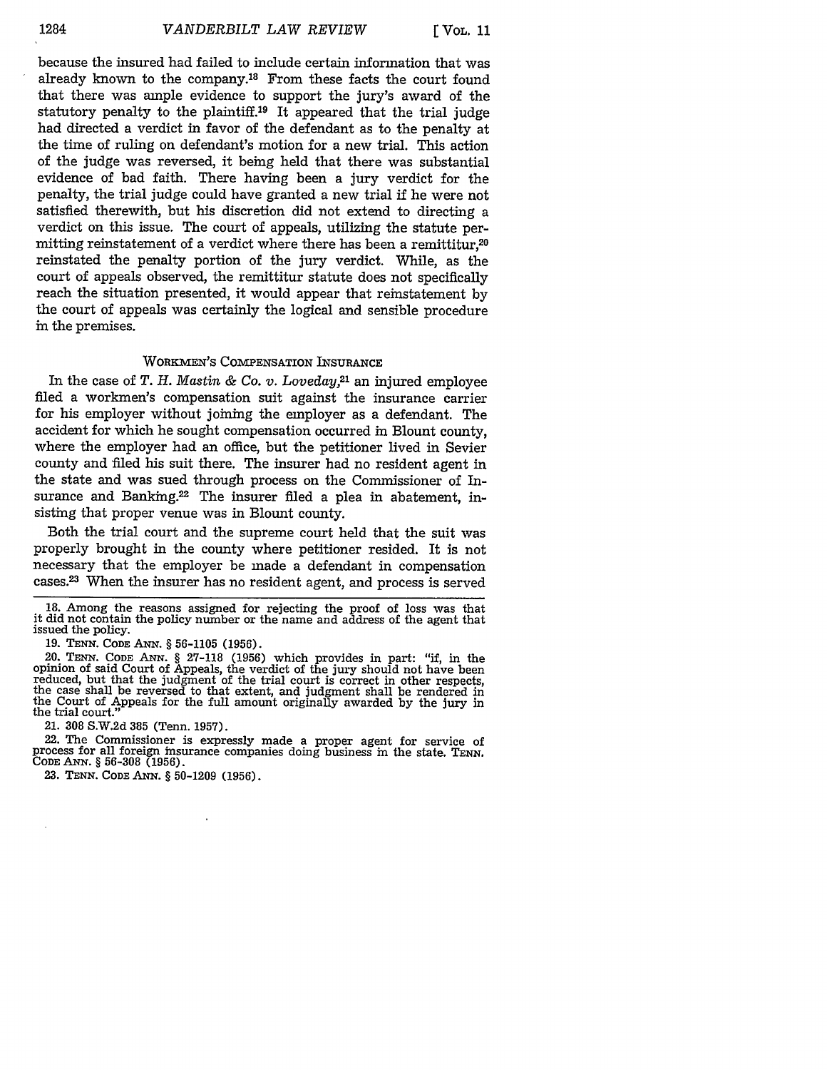because the insured had failed to include certain information that was already known to the company.[18] From these facts the court found that there was ample evidence to support the jury's award of the statutory penalty to the plaintiff.[19] It appeared that the trial judge had directed a verdict in favor of the defendant as to the penalty at the time of ruling on defendant's motion for a new trial. This action of the judge was reversed, it being held that there was substantial evidence of bad faith. There having been a jury verdict for the penalty, the trial judge could have granted a new trial if he were not satisfied therewith, but his discretion did not extend to directing a verdict on this issue. The court of appeals, utilizing the statute permitting reinstatement of a verdict where there has been a remittitur,[20] reinstated the penalty portion of the jury verdict. While, as the court of appeals observed, the remittitur statute does not specifically reach the situation presented, it would appear that reinstatement by the court of appeals was certainly the logical and sensible procedure in the premises.

### WORKMEN'S COMPENSATION INSURANCE

In the case of *T. H. Mastin & Co. v. Loveday*,[21] an injured employee filed a workmen's compensation suit against the insurance carrier for his employer without joining the employer as a defendant. The accident for which he sought compensation occurred in Blount county, where the employer had an office, but the petitioner lived in Sevier county and filed his suit there. The insurer had no resident agent in the state and was sued through process on the Commissioner of Insurance and Banking.[22] The insurer filed a plea in abatement, insisting that proper venue was in Blount county.

Both the trial court and the supreme court held that the suit was properly brought in the county where petitioner resided. It is not necessary that the employer be made a defendant in compensation cases.[23] When the insurer has no resident agent, and process is served

---

18. Among the reasons assigned for rejecting the proof of loss was that it did not contain the policy number or the name and address of the agent that issued the policy.

19. TENN. CODE ANN. § 56-1105 (1956).

20. TENN. CODE ANN. § 27-118 (1956) which provides in part: "if, in the opinion of said Court of Appeals, the verdict of the jury should not have been reduced, but that the judgment of the trial court is correct in other respects, the case shall be reversed to that extent, and judgment shall be rendered in the Court of Appeals for the full amount originally awarded by the jury in the trial court."

21. 308 S.W.2d 385 (Tenn. 1957).

22. The Commissioner is expressly made a proper agent for service of process for all foreign insurance companies doing business in the state. TENN. CODE ANN. § 56-308 (1956).

23. TENN. CODE ANN. § 50-1209 (1956).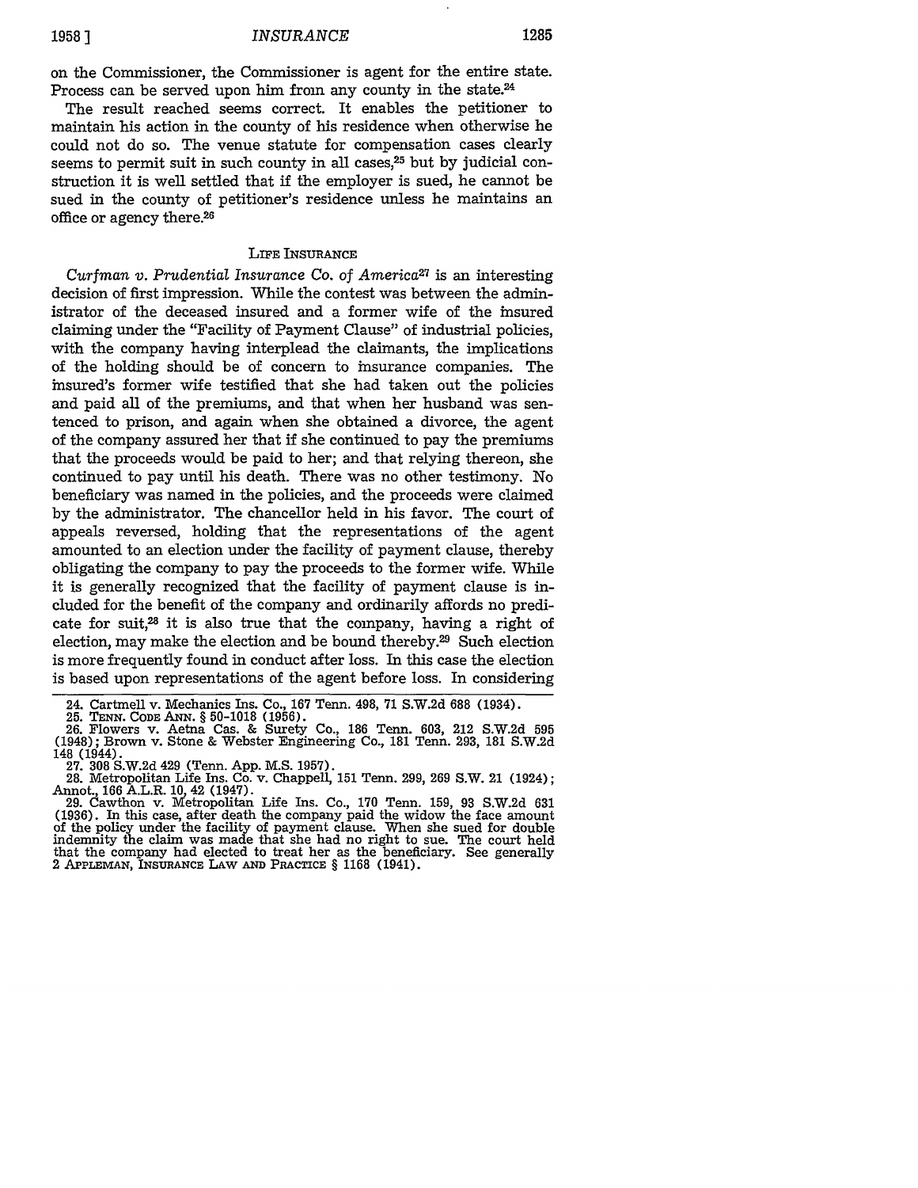on the Commissioner, the Commissioner is agent for the entire state. Process can be served upon him from any county in the state.[24]

The result reached seems correct. It enables the petitioner to maintain his action in the county of his residence when otherwise he could not do so. The venue statute for compensation cases clearly seems to permit suit in such county in all cases,[25] but by judicial construction it is well settled that if the employer is sued, he cannot be sued in the county of petitioner's residence unless he maintains an office or agency there.[26]

### LIFE INSURANCE

*Curfman v. Prudential Insurance Co. of America*[27] is an interesting decision of first impression. While the contest was between the administrator of the deceased insured and a former wife of the insured claiming under the "Facility of Payment Clause" of industrial policies, with the company having interplead the claimants, the implications of the holding should be of concern to insurance companies. The insured's former wife testified that she had taken out the policies and paid all of the premiums, and that when her husband was sentenced to prison, and again when she obtained a divorce, the agent of the company assured her that if she continued to pay the premiums that the proceeds would be paid to her; and that relying thereon, she continued to pay until his death. There was no other testimony. No beneficiary was named in the policies, and the proceeds were claimed by the administrator. The chancellor held in his favor. The court of appeals reversed, holding that the representations of the agent amounted to an election under the facility of payment clause, thereby obligating the company to pay the proceeds to the former wife. While it is generally recognized that the facility of payment clause is included for the benefit of the company and ordinarily affords no predicate for suit,[28] it is also true that the company, having a right of election, may make the election and be bound thereby.[29] Such election is more frequently found in conduct after loss. In this case the election is based upon representations of the agent before loss. In considering

---

24. Cartmell v. Mechanics Ins. Co., 167 Tenn. 498, 71 S.W.2d 688 (1934).

25. TENN. CODE ANN. § 50-1018 (1956).

26. Flowers v. Aetna Cas. & Surety Co., 186 Tenn. 603, 212 S.W.2d 595 (1948); Brown v. Stone & Webster Engineering Co., 181 Tenn. 293, 181 S.W.2d 148 (1944).

27. 308 S.W.2d 429 (Tenn. App. M.S. 1957).

28. Metropolitan Life Ins. Co. v. Chappell, 151 Tenn. 299, 269 S.W. 21 (1924); Annot., 166 A.L.R. 10, 42 (1947).

29. Cawthon v. Metropolitan Life Ins. Co., 170 Tenn. 159, 93 S.W.2d 631 (1936). In this case, after death the company paid the widow the face amount of the policy under the facility of payment clause. When she sued for double indemnity the claim was made that she had no right to sue. The court held that the company had elected to treat her as the beneficiary. See generally 2 APPLEMAN, INSURANCE LAW AND PRACTICE § 1168 (1941).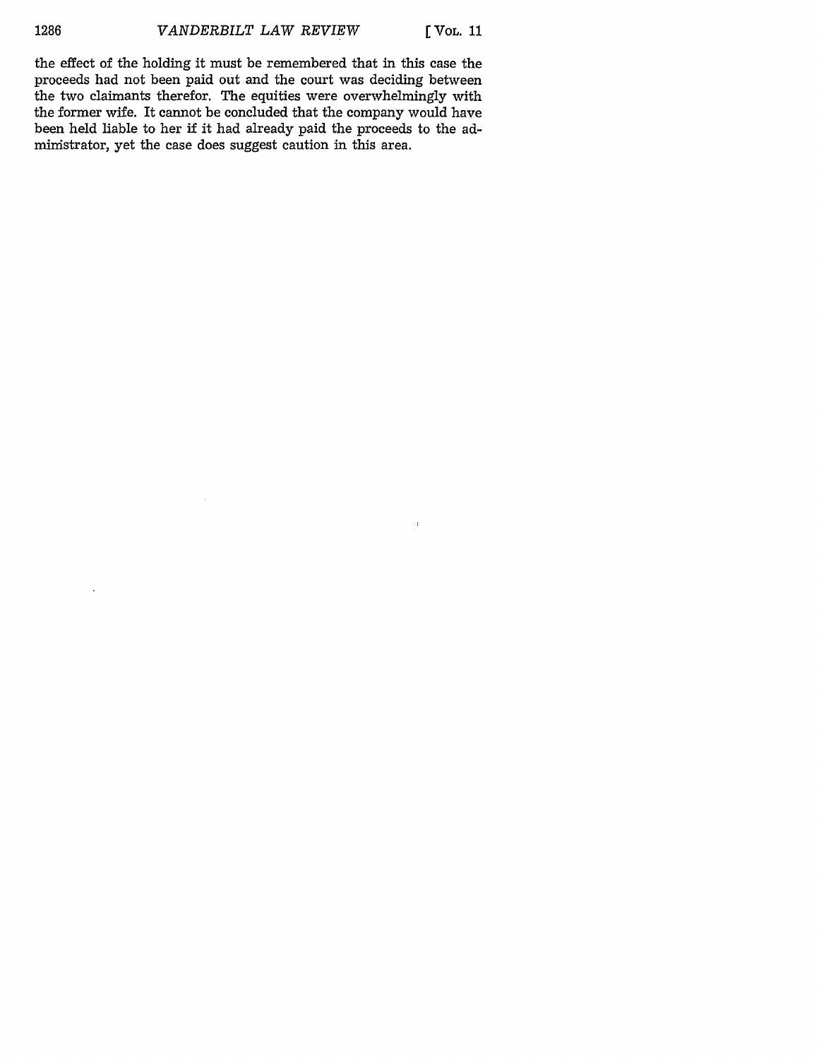the effect of the holding it must be remembered that in this case the proceeds had not been paid out and the court was deciding between the two claimants therefor. The equities were overwhelmingly with the former wife. It cannot be concluded that the company would have been held liable to her if it had already paid the proceeds to the administrator, yet the case does suggest caution in this area.